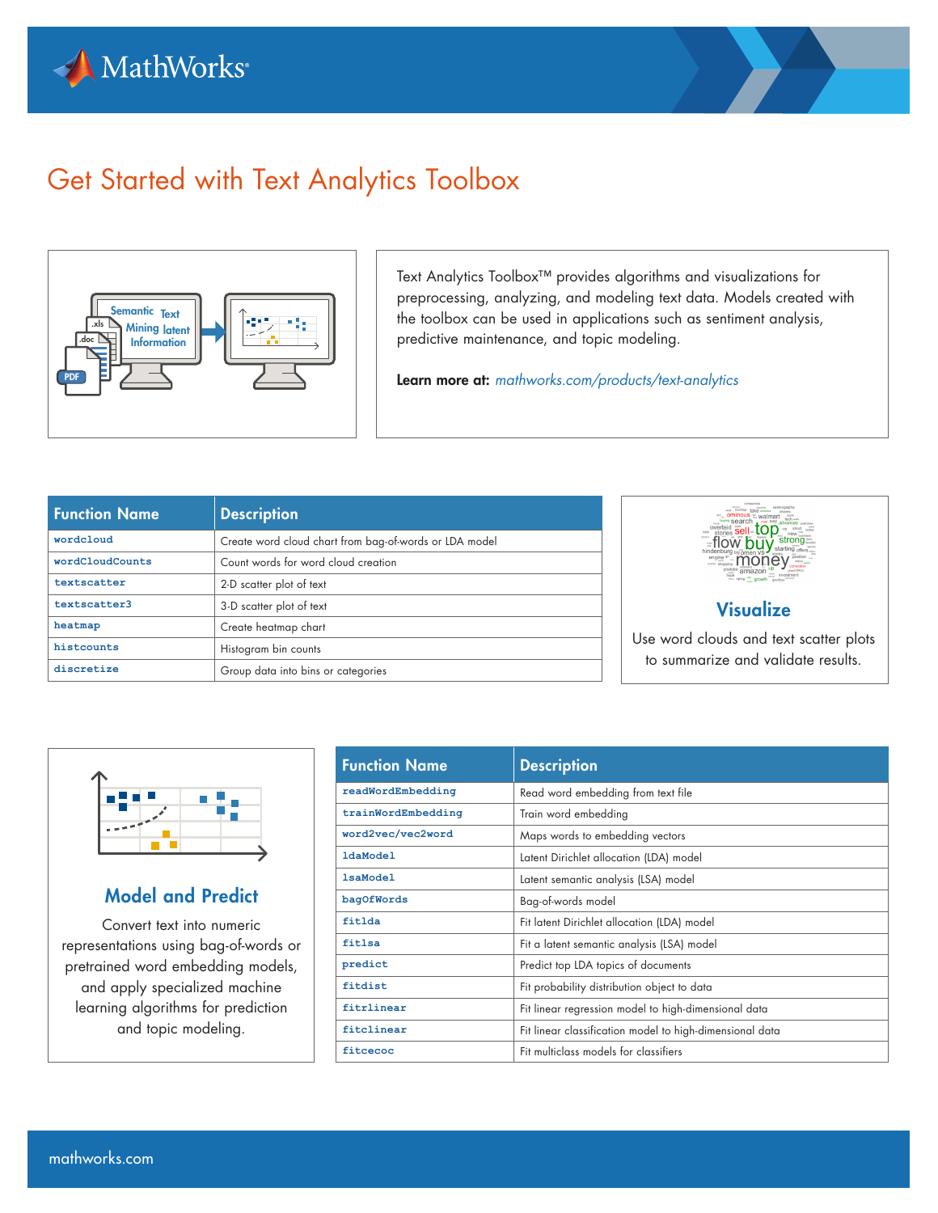# Get Started with Text Analytics Toolbox

Text Analytics Toolbox™ provides algorithms and visualizations for preprocessing, analyzing, and modeling text data. Models created with the toolbox can be used in applications such as sentiment analysis, predictive maintenance, and topic modeling.

**Learn more at:** *mathworks.com/products/text-analytics*

| Function Name | Description |
|---|---|
| `wordcloud` | Create word cloud chart from bag-of-words or LDA model |
| `wordCloudCounts` | Count words for word cloud creation |
| `textscatter` | 2-D scatter plot of text |
| `textscatter3` | 3-D scatter plot of text |
| `heatmap` | Create heatmap chart |
| `histcounts` | Histogram bin counts |
| `discretize` | Group data into bins or categories |

## Visualize

Use word clouds and text scatter plots to summarize and validate results.

## Model and Predict

Convert text into numeric representations using bag-of-words or pretrained word embedding models, and apply specialized machine learning algorithms for prediction and topic modeling.

| Function Name | Description |
|---|---|
| `readWordEmbedding` | Read word embedding from text file |
| `trainWordEmbedding` | Train word embedding |
| `word2vec/vec2word` | Maps words to embedding vectors |
| `ldaModel` | Latent Dirichlet allocation (LDA) model |
| `lsaModel` | Latent semantic analysis (LSA) model |
| `bagOfWords` | Bag-of-words model |
| `fitlda` | Fit latent Dirichlet allocation (LDA) model |
| `fitlsa` | Fit a latent semantic analysis (LSA) model |
| `predict` | Predict top LDA topics of documents |
| `fitdist` | Fit probability distribution object to data |
| `fitrlinear` | Fit linear regression model to high-dimensional data |
| `fitclinear` | Fit linear classification model to high-dimensional data |
| `fitcecoc` | Fit multiclass models for classifiers |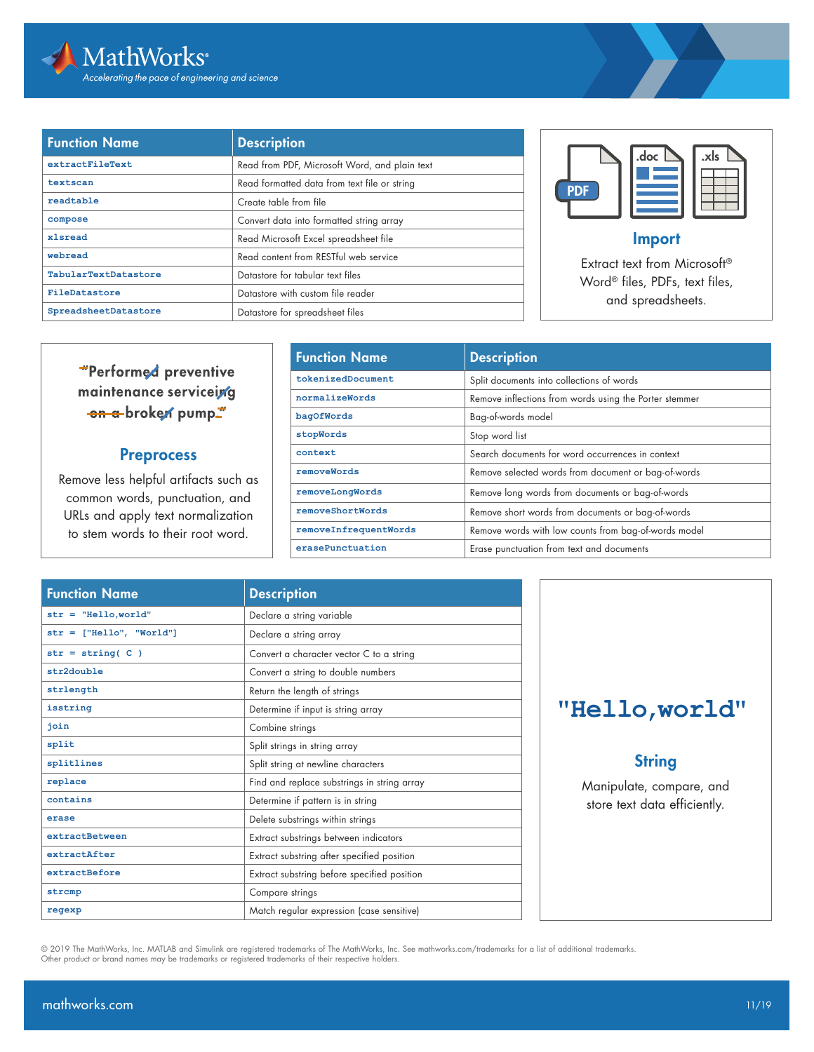| Function Name | Description |
|---|---|
| `extractFileText` | Read from PDF, Microsoft Word, and plain text |
| `textscan` | Read formatted data from text file or string |
| `readtable` | Create table from file |
| `compose` | Convert data into formatted string array |
| `xlsread` | Read Microsoft Excel spreadsheet file |
| `webread` | Read content from RESTful web service |
| `TabularTextDatastore` | Datastore for tabular text files |
| `FileDatastore` | Datastore with custom file reader |
| `SpreadsheetDatastore` | Datastore for spreadsheet files |

## Import

Extract text from Microsoft® Word® files, PDFs, text files, and spreadsheets.

"Performed preventive maintenance serviceing on a broken pump."

## Preprocess

Remove less helpful artifacts such as common words, punctuation, and URLs and apply text normalization to stem words to their root word.

| Function Name | Description |
|---|---|
| `tokenizedDocument` | Split documents into collections of words |
| `normalizeWords` | Remove inflections from words using the Porter stemmer |
| `bagOfWords` | Bag-of-words model |
| `stopWords` | Stop word list |
| `context` | Search documents for word occurrences in context |
| `removeWords` | Remove selected words from document or bag-of-words |
| `removeLongWords` | Remove long words from documents or bag-of-words |
| `removeShortWords` | Remove short words from documents or bag-of-words |
| `removeInfrequentWords` | Remove words with low counts from bag-of-words model |
| `erasePunctuation` | Erase punctuation from text and documents |

| Function Name | Description |
|---|---|
| `str = "Hello,world"` | Declare a string variable |
| `str = ["Hello", "World"]` | Declare a string array |
| `str = string( C )` | Convert a character vector C to a string |
| `str2double` | Convert a string to double numbers |
| `strlength` | Return the length of strings |
| `isstring` | Determine if input is string array |
| `join` | Combine strings |
| `split` | Split strings in string array |
| `splitlines` | Split string at newline characters |
| `replace` | Find and replace substrings in string array |
| `contains` | Determine if pattern is in string |
| `erase` | Delete substrings within strings |
| `extractBetween` | Extract substrings between indicators |
| `extractAfter` | Extract substring after specified position |
| `extractBefore` | Extract substring before specified position |
| `strcmp` | Compare strings |
| `regexp` | Match regular expression (case sensitive) |

"Hello,world"

## String

Manipulate, compare, and store text data efficiently.

© 2019 The MathWorks, Inc. MATLAB and Simulink are registered trademarks of The MathWorks, Inc. See mathworks.com/trademarks for a list of additional trademarks. Other product or brand names may be trademarks or registered trademarks of their respective holders.